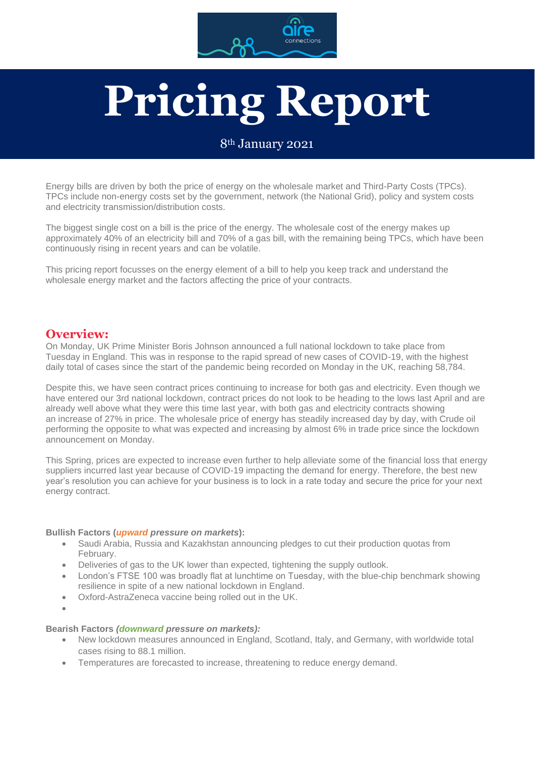# Pricing Report

8th January 2021

Energy bills are driven by both the price of energy on the wholesale market and Third-Party Costs (TPCs). TPCs include non-energy costs set by the government, network (the National Grid), policy and system costs and electricity transmission/distribution costs.

The biggest single cost on a bill is the price of the energy. The wholesale cost of the energy makes up approximately 40% of an electricity bill and 70% of a gas bill, with the remaining being TPCs, which have been continuously rising in recent years and can be volatile.

This pricing report focusses on the energy element of a bill to help you keep track and understand the wholesale energy market and the factors affecting the price of your contracts.

## Overview:

On Monday, UK Prime Minister Boris Johnson announced a full national lockdown to take place from Tuesday in England. This was in response to the rapid spread of new cases of COVID-19, with the highest daily total of cases since the start of the pandemic being recorded on Monday in the UK, reaching 58,784.

Despite this, we have seen contract prices continuing to increase for both gas and electricity. Even though we have entered our 3rd national lockdown, contract prices do not look to be heading to the lows last April and are already well above what they were this time last year, with both gas and electricity contracts showing an increase of 27% in price. The wholesale price of energy has steadily increased day by day, with Crude oil performing the opposite to what was expected and increasing by almost 6% in trade price since the lockdown announcement on Monday.

This Spring, prices are expected to increase even further to help alleviate some of the financial loss that energy suppliers incurred last year because of COVID-19 impacting the demand for energy. Therefore, the best new year's resolution you can achieve for your business is to lock in a rate today and secure the price for your next energy contract.

**Bullish Factors (*upward pressure on markets*):**

- Saudi Arabia, Russia and Kazakhstan announcing pledges to cut their production quotas from February.
- Deliveries of gas to the UK lower than expected, tightening the supply outlook.
- London's FTSE 100 was broadly flat at lunchtime on Tuesday, with the blue-chip benchmark showing resilience in spite of a new national lockdown in England.
- Oxford-AstraZeneca vaccine being rolled out in the UK.

**Bearish Factors *(downward pressure on markets):***

- New lockdown measures announced in England, Scotland, Italy, and Germany, with worldwide total cases rising to 88.1 million.
- Temperatures are forecasted to increase, threatening to reduce energy demand.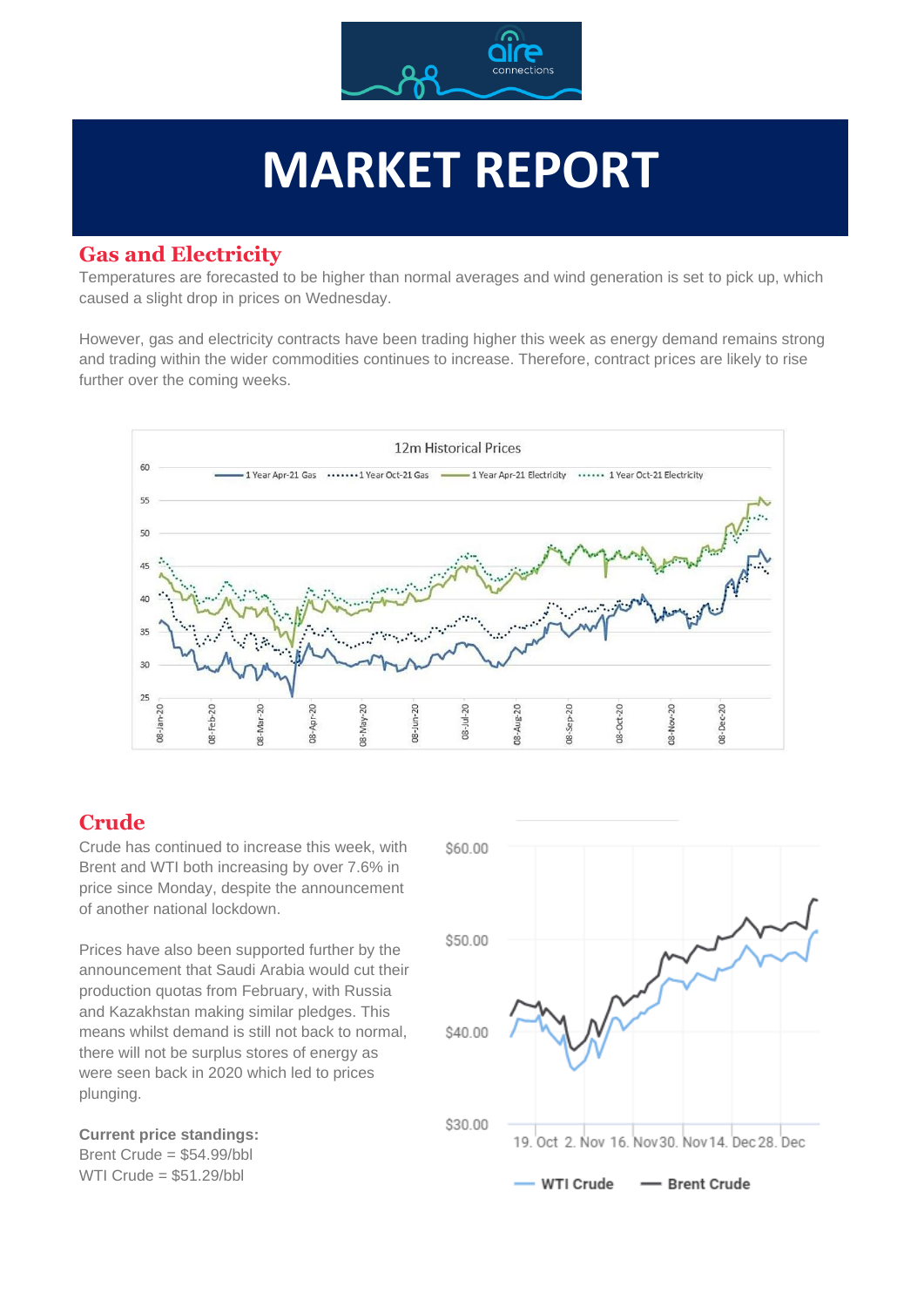# MARKET REPORT

## Gas and Electricity

Temperatures are forecasted to be higher than normal averages and wind generation is set to pick up, which caused a slight drop in prices on Wednesday.

However, gas and electricity contracts have been trading higher this week as energy demand remains strong and trading within the wider commodities continues to increase. Therefore, contract prices are likely to rise further over the coming weeks.

## Crude

Crude has continued to increase this week, with Brent and WTI both increasing by over 7.6% in price since Monday, despite the announcement of another national lockdown.

Prices have also been supported further by the announcement that Saudi Arabia would cut their production quotas from February, with Russia and Kazakhstan making similar pledges. This means whilst demand is still not back to normal, there will not be surplus stores of energy as were seen back in 2020 which led to prices plunging.

**Current price standings:**
Brent Crude = $54.99/bbl
WTI Crude = $51.29/bbl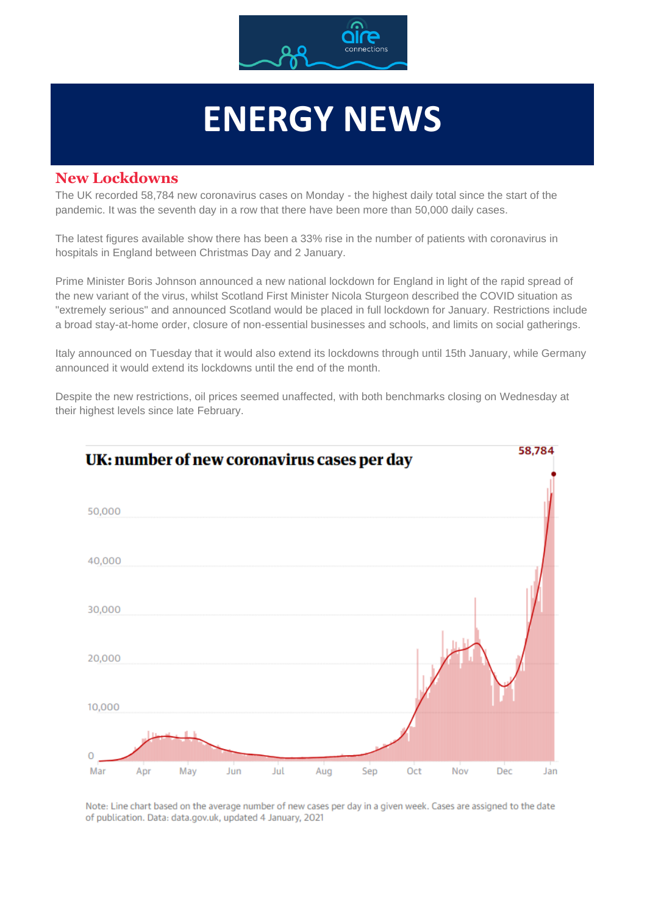# ENERGY NEWS

## New Lockdowns

The UK recorded 58,784 new coronavirus cases on Monday - the highest daily total since the start of the pandemic. It was the seventh day in a row that there have been more than 50,000 daily cases.

The latest figures available show there has been a 33% rise in the number of patients with coronavirus in hospitals in England between Christmas Day and 2 January.

Prime Minister Boris Johnson announced a new national lockdown for England in light of the rapid spread of the new variant of the virus, whilst Scotland First Minister Nicola Sturgeon described the COVID situation as "extremely serious" and announced Scotland would be placed in full lockdown for January. Restrictions include a broad stay-at-home order, closure of non-essential businesses and schools, and limits on social gatherings.

Italy announced on Tuesday that it would also extend its lockdowns through until 15th January, while Germany announced it would extend its lockdowns until the end of the month.

Despite the new restrictions, oil prices seemed unaffected, with both benchmarks closing on Wednesday at their highest levels since late February.

**UK: number of new coronavirus cases per day**

58,784

50,000
40,000
30,000
20,000
10,000
0

Mar Apr May Jun Jul Aug Sep Oct Nov Dec Jan

Note: Line chart based on the average number of new cases per day in a given week. Cases are assigned to the date of publication. Data: data.gov.uk, updated 4 January, 2021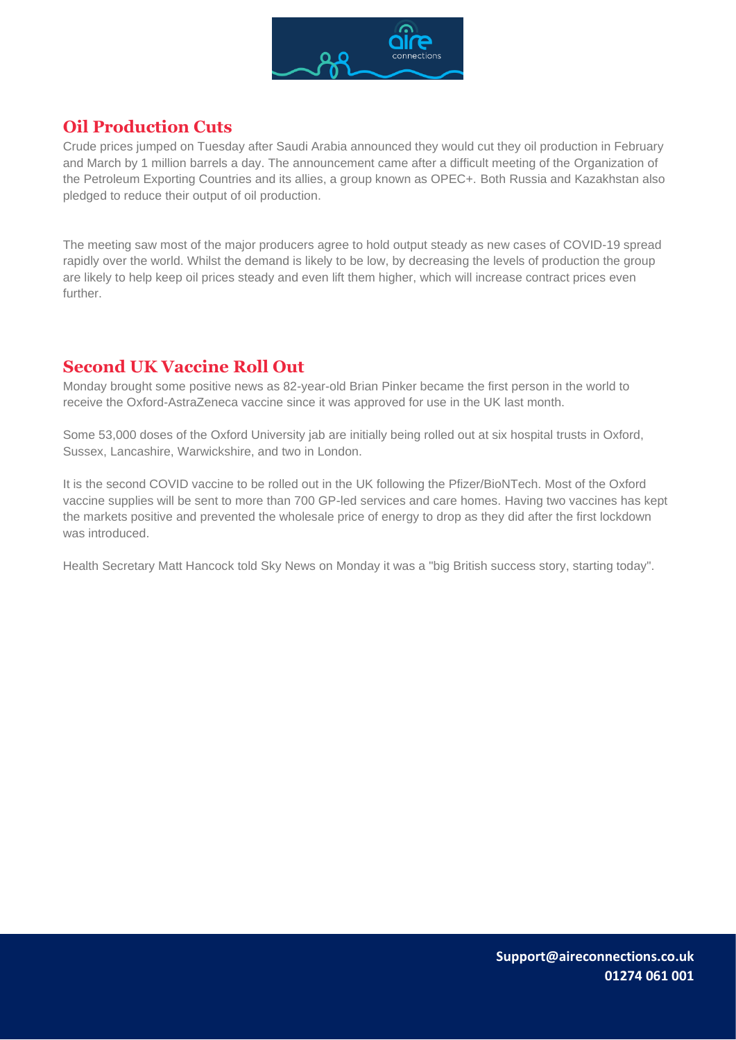## Oil Production Cuts

Crude prices jumped on Tuesday after Saudi Arabia announced they would cut they oil production in February and March by 1 million barrels a day. The announcement came after a difficult meeting of the Organization of the Petroleum Exporting Countries and its allies, a group known as OPEC+. Both Russia and Kazakhstan also pledged to reduce their output of oil production.

The meeting saw most of the major producers agree to hold output steady as new cases of COVID-19 spread rapidly over the world. Whilst the demand is likely to be low, by decreasing the levels of production the group are likely to help keep oil prices steady and even lift them higher, which will increase contract prices even further.

## Second UK Vaccine Roll Out

Monday brought some positive news as 82-year-old Brian Pinker became the first person in the world to receive the Oxford-AstraZeneca vaccine since it was approved for use in the UK last month.

Some 53,000 doses of the Oxford University jab are initially being rolled out at six hospital trusts in Oxford, Sussex, Lancashire, Warwickshire, and two in London.

It is the second COVID vaccine to be rolled out in the UK following the Pfizer/BioNTech. Most of the Oxford vaccine supplies will be sent to more than 700 GP-led services and care homes. Having two vaccines has kept the markets positive and prevented the wholesale price of energy to drop as they did after the first lockdown was introduced.

Health Secretary Matt Hancock told Sky News on Monday it was a "big British success story, starting today".

**Support@aireconnections.co.uk**
**01274 061 001**